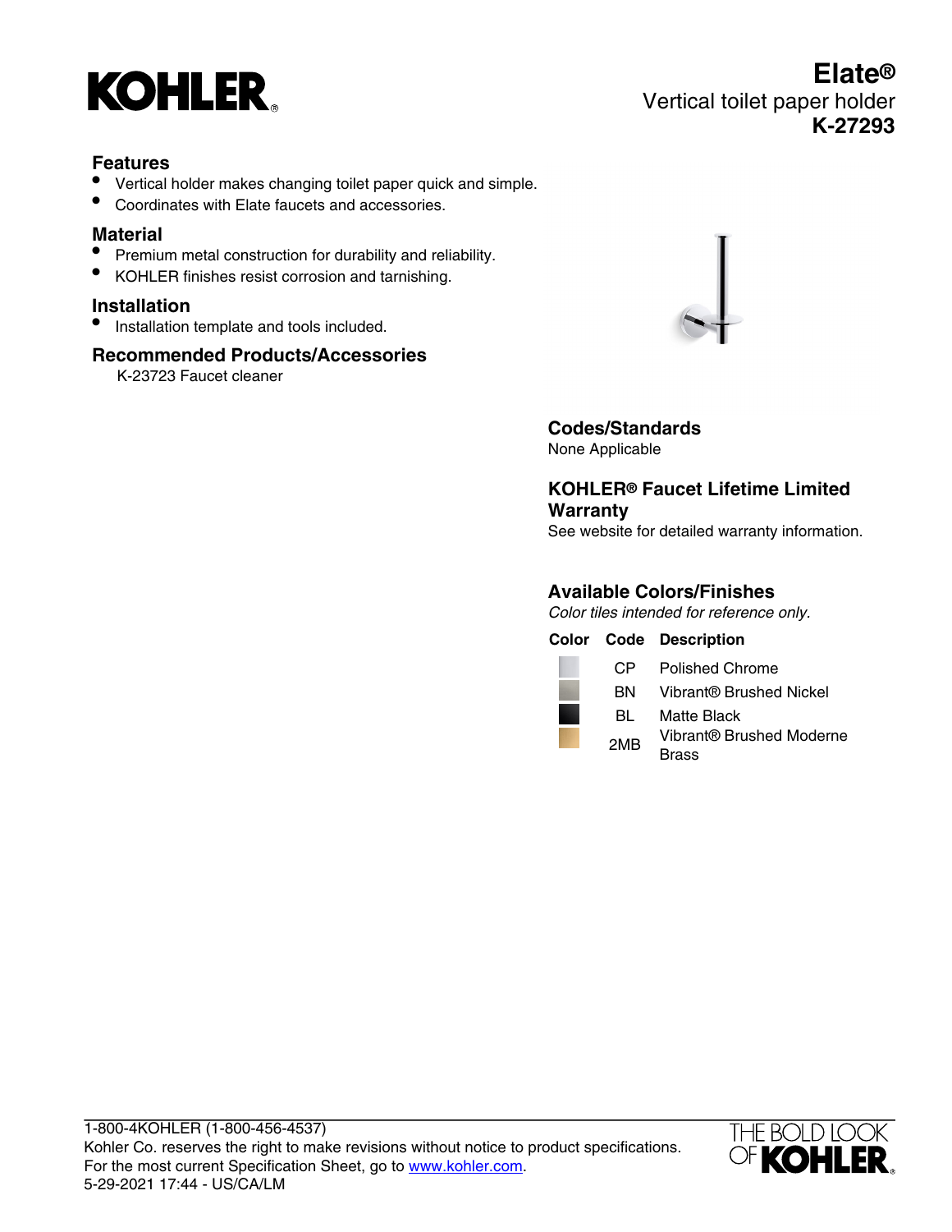KOHLER®

# Elate®

## Vertical toilet paper holder

**K-27293**

### Features

- Vertical holder makes changing toilet paper quick and simple.
- Coordinates with Elate faucets and accessories.

### Material

- Premium metal construction for durability and reliability.
- KOHLER finishes resist corrosion and tarnishing.

### Installation

- Installation template and tools included.

### Recommended Products/Accessories

K-23723 Faucet cleaner

### Codes/Standards

None Applicable

### KOHLER® Faucet Lifetime Limited Warranty

See website for detailed warranty information.

### Available Colors/Finishes

*Color tiles intended for reference only.*

| Color | Code | Description |
| --- | --- | --- |
| | CP | Polished Chrome |
| | BN | Vibrant® Brushed Nickel |
| | BL | Matte Black |
| | 2MB | Vibrant® Brushed Moderne Brass |

1-800-4KOHLER (1-800-456-4537)
Kohler Co. reserves the right to make revisions without notice to product specifications.
For the most current Specification Sheet, go to www.kohler.com.
5-29-2021 17:44 - US/CA/LM

THE BOLD LOOK OF KOHLER®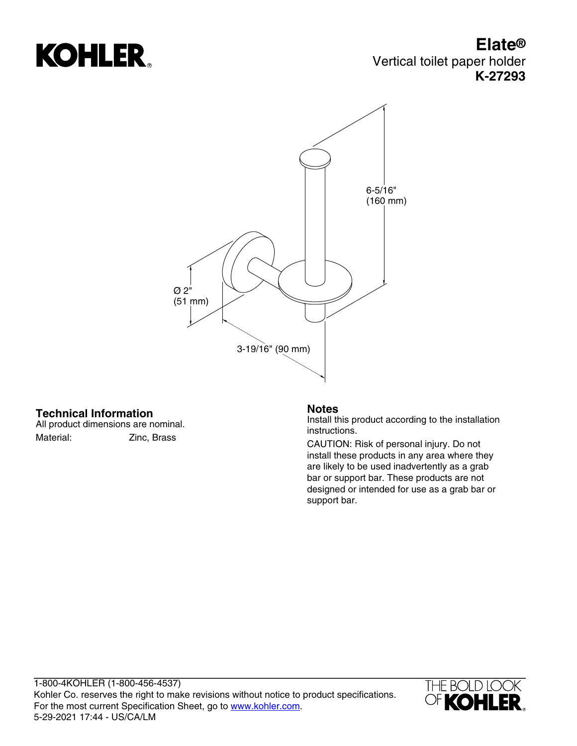# KOHLER

**Elate®**
Vertical toilet paper holder
**K-27293**

6-5/16"
(160 mm)

Ø 2"
(51 mm)

3-19/16" (90 mm)

## Technical Information

All product dimensions are nominal.

| | |
|---|---|
| Material: | Zinc, Brass |

## Notes

Install this product according to the installation instructions.

CAUTION: Risk of personal injury. Do not install these products in any area where they are likely to be used inadvertently as a grab bar or support bar. These products are not designed or intended for use as a grab bar or support bar.

1-800-4KOHLER (1-800-456-4537)
Kohler Co. reserves the right to make revisions without notice to product specifications.
For the most current Specification Sheet, go to www.kohler.com.
5-29-2021 17:44 - US/CA/LM

THE BOLD LOOK OF KOHLER.